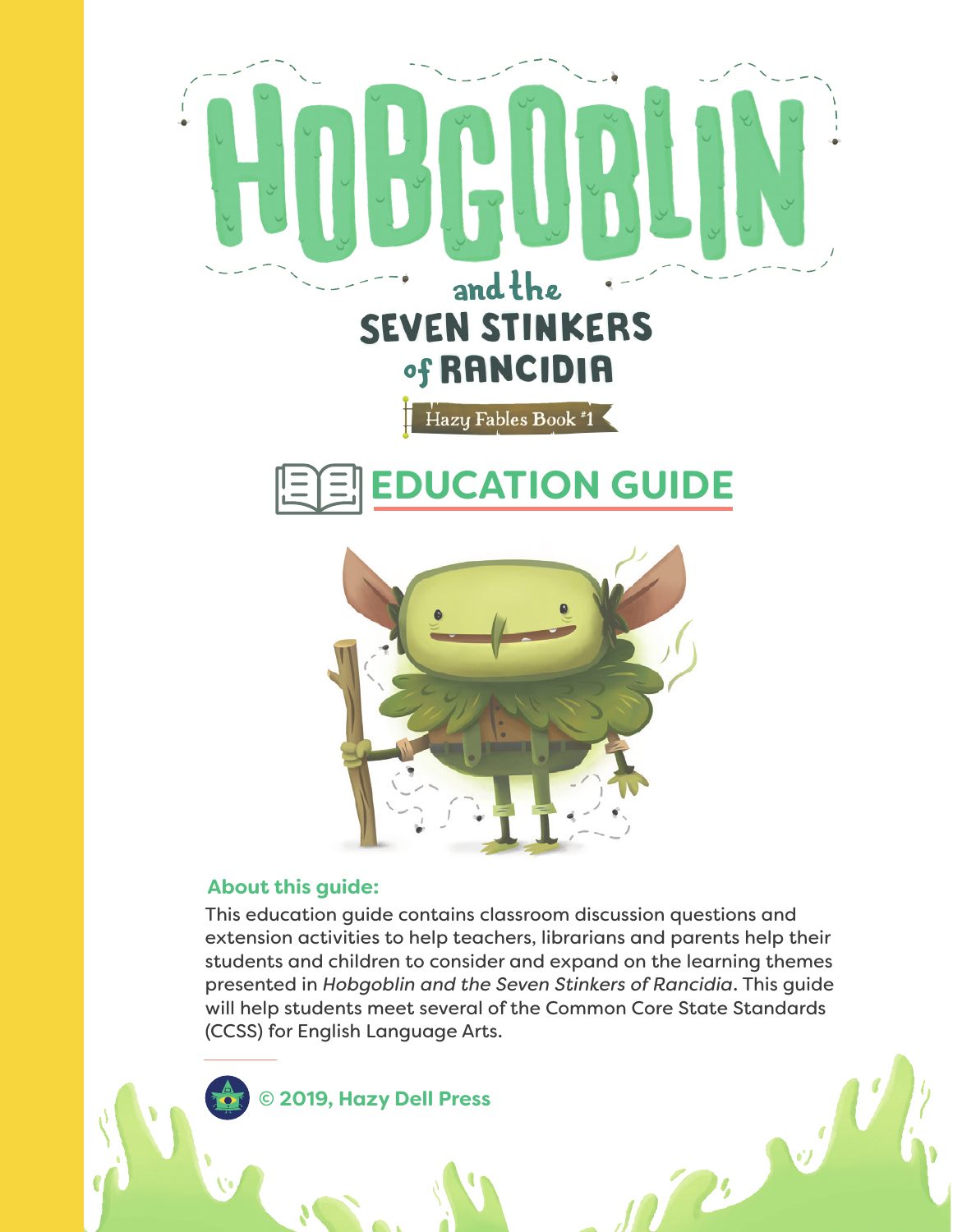# Hobgoblin and the Seven Stinkers of Rancidia

Hazy Fables Book #1

## EDUCATION GUIDE

**About this guide:**

This education guide contains classroom discussion questions and extension activities to help teachers, librarians and parents help their students and children to consider and expand on the learning themes presented in *Hobgoblin and the Seven Stinkers of Rancidia*. This guide will help students meet several of the Common Core State Standards (CCSS) for English Language Arts.

**© 2019, Hazy Dell Press**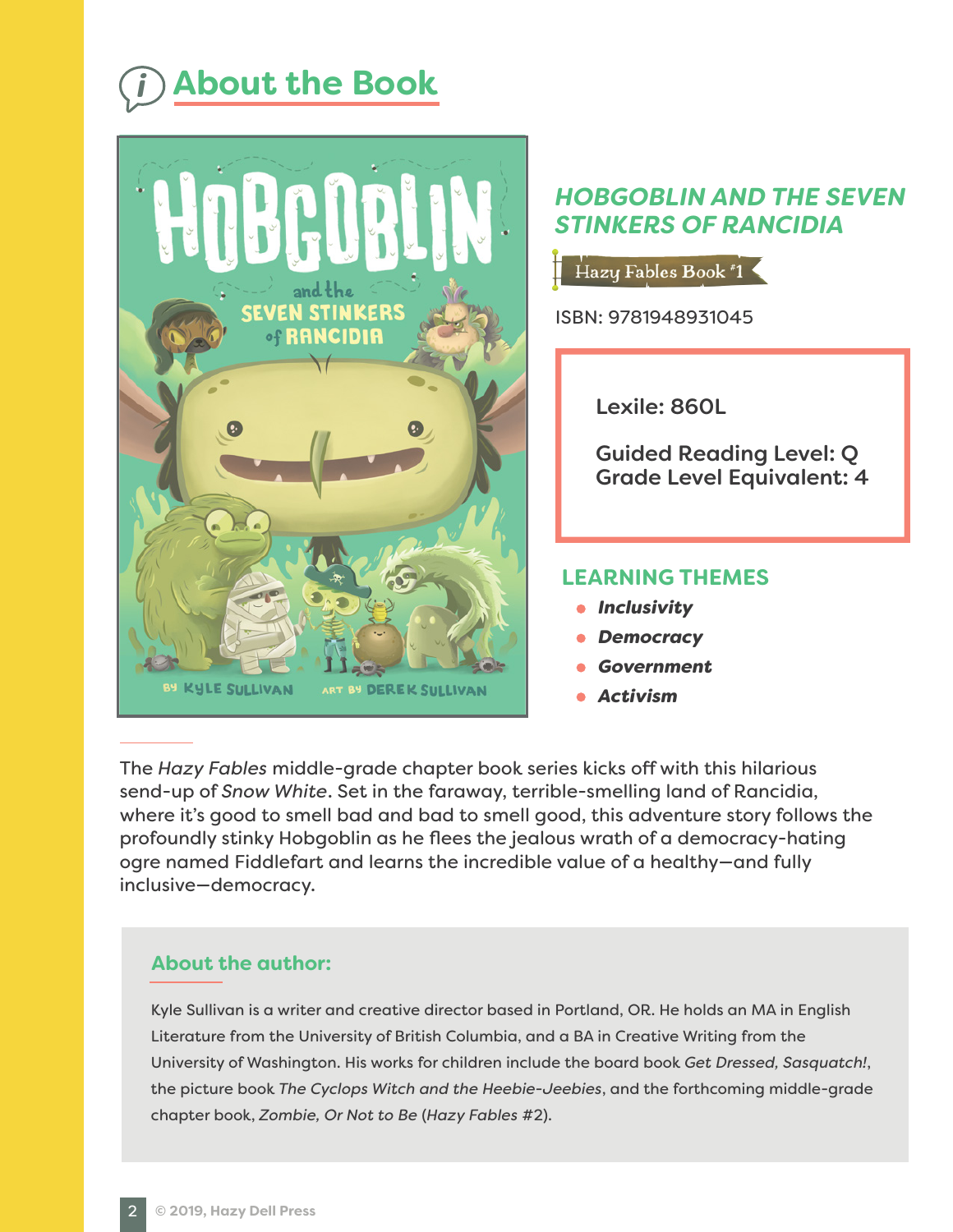# About the Book

## *HOBGOBLIN AND THE SEVEN STINKERS OF RANCIDIA*

Hazy Fables Book #1

ISBN: 9781948931045

Lexile: 860L

Guided Reading Level: Q
Grade Level Equivalent: 4

### LEARNING THEMES

- ***Inclusivity***
- ***Democracy***
- ***Government***
- ***Activism***

The *Hazy Fables* middle-grade chapter book series kicks off with this hilarious send-up of *Snow White*. Set in the faraway, terrible-smelling land of Rancidia, where it's good to smell bad and bad to smell good, this adventure story follows the profoundly stinky Hobgoblin as he flees the jealous wrath of a democracy-hating ogre named Fiddlefart and learns the incredible value of a healthy—and fully inclusive—democracy.

### About the author:

Kyle Sullivan is a writer and creative director based in Portland, OR. He holds an MA in English Literature from the University of British Columbia, and a BA in Creative Writing from the University of Washington. His works for children include the board book *Get Dressed, Sasquatch!*, the picture book *The Cyclops Witch and the Heebie-Jeebies*, and the forthcoming middle-grade chapter book, *Zombie, Or Not to Be* (*Hazy Fables* #2).

© 2019, Hazy Dell Press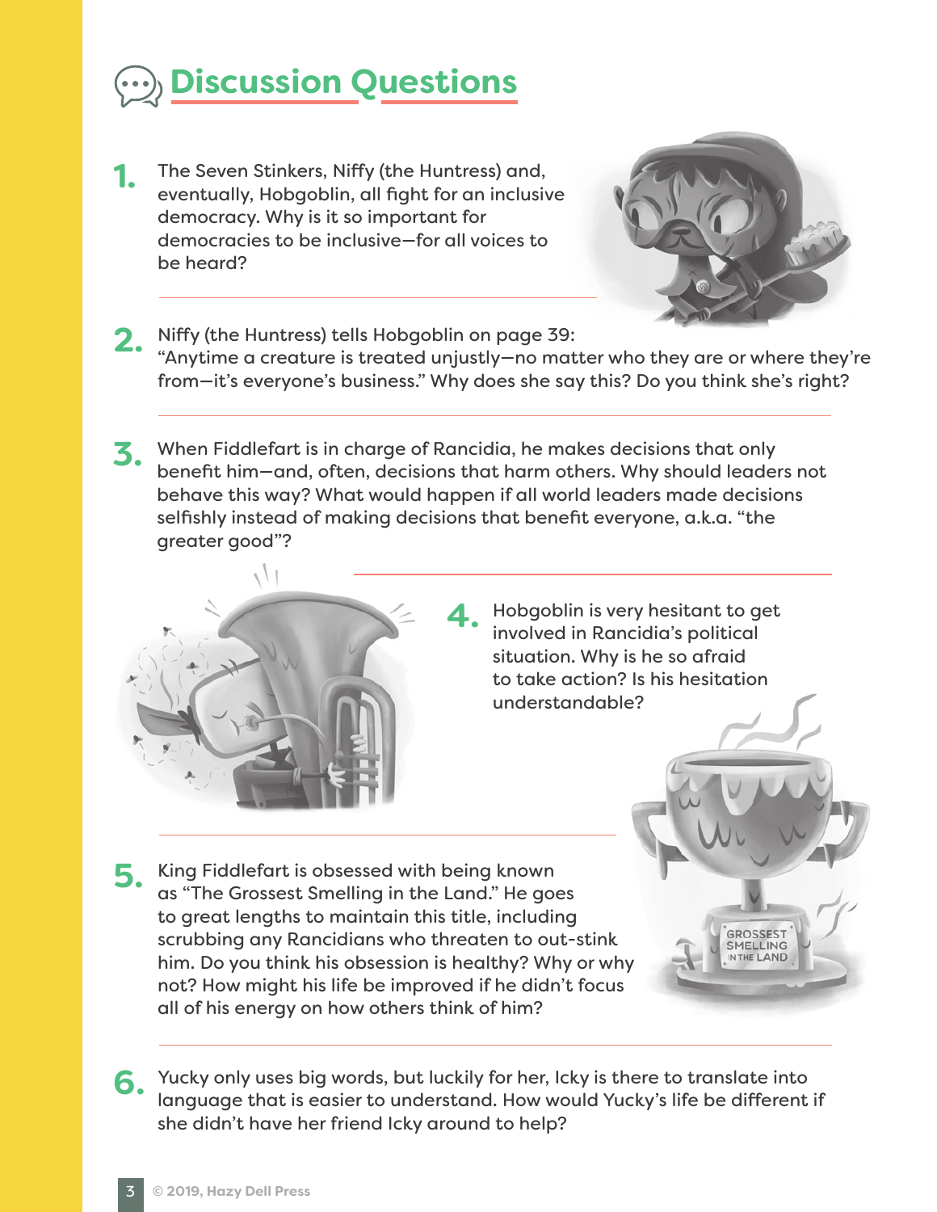# Discussion Questions

1. The Seven Stinkers, Niffy (the Huntress) and, eventually, Hobgoblin, all fight for an inclusive democracy. Why is it so important for democracies to be inclusive—for all voices to be heard?

2. Niffy (the Huntress) tells Hobgoblin on page 39: "Anytime a creature is treated unjustly—no matter who they are or where they're from—it's everyone's business." Why does she say this? Do you think she's right?

3. When Fiddlefart is in charge of Rancidia, he makes decisions that only benefit him—and, often, decisions that harm others. Why should leaders not behave this way? What would happen if all world leaders made decisions selfishly instead of making decisions that benefit everyone, a.k.a. "the greater good"?

4. Hobgoblin is very hesitant to get involved in Rancidia's political situation. Why is he so afraid to take action? Is his hesitation understandable?

5. King Fiddlefart is obsessed with being known as "The Grossest Smelling in the Land." He goes to great lengths to maintain this title, including scrubbing any Rancidians who threaten to out-stink him. Do you think his obsession is healthy? Why or why not? How might his life be improved if he didn't focus all of his energy on how others think of him?

6. Yucky only uses big words, but luckily for her, Icky is there to translate into language that is easier to understand. How would Yucky's life be different if she didn't have her friend Icky around to help?

© 2019, Hazy Dell Press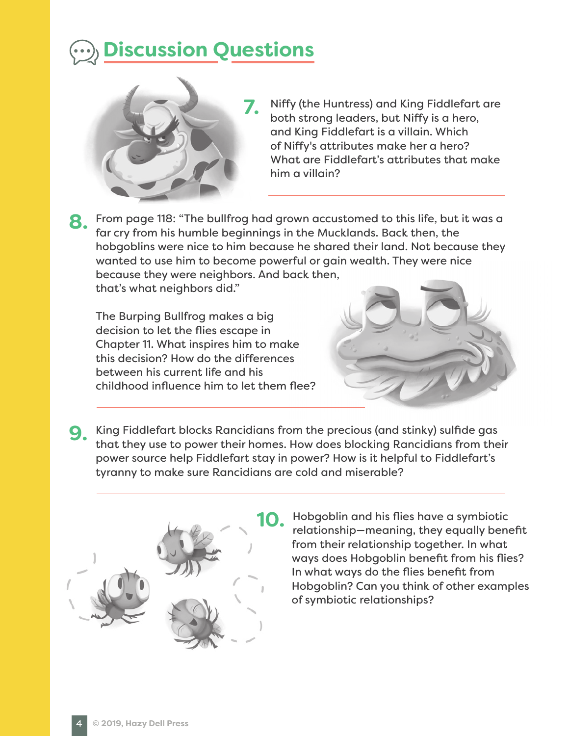# Discussion Questions

7. Niffy (the Huntress) and King Fiddlefart are both strong leaders, but Niffy is a hero, and King Fiddlefart is a villain. Which of Niffy's attributes make her a hero? What are Fiddlefart's attributes that make him a villain?

8. From page 118: "The bullfrog had grown accustomed to this life, but it was a far cry from his humble beginnings in the Mucklands. Back then, the hobgoblins were nice to him because he shared their land. Not because they wanted to use him to become powerful or gain wealth. They were nice because they were neighbors. And back then, that's what neighbors did."

   The Burping Bullfrog makes a big decision to let the flies escape in Chapter 11. What inspires him to make this decision? How do the differences between his current life and his childhood influence him to let them flee?

9. King Fiddlefart blocks Rancidians from the precious (and stinky) sulfide gas that they use to power their homes. How does blocking Rancidians from their power source help Fiddlefart stay in power? How is it helpful to Fiddlefart's tyranny to make sure Rancidians are cold and miserable?

10. Hobgoblin and his flies have a symbiotic relationship—meaning, they equally benefit from their relationship together. In what ways does Hobgoblin benefit from his flies? In what ways do the flies benefit from Hobgoblin? Can you think of other examples of symbiotic relationships?

© 2019, Hazy Dell Press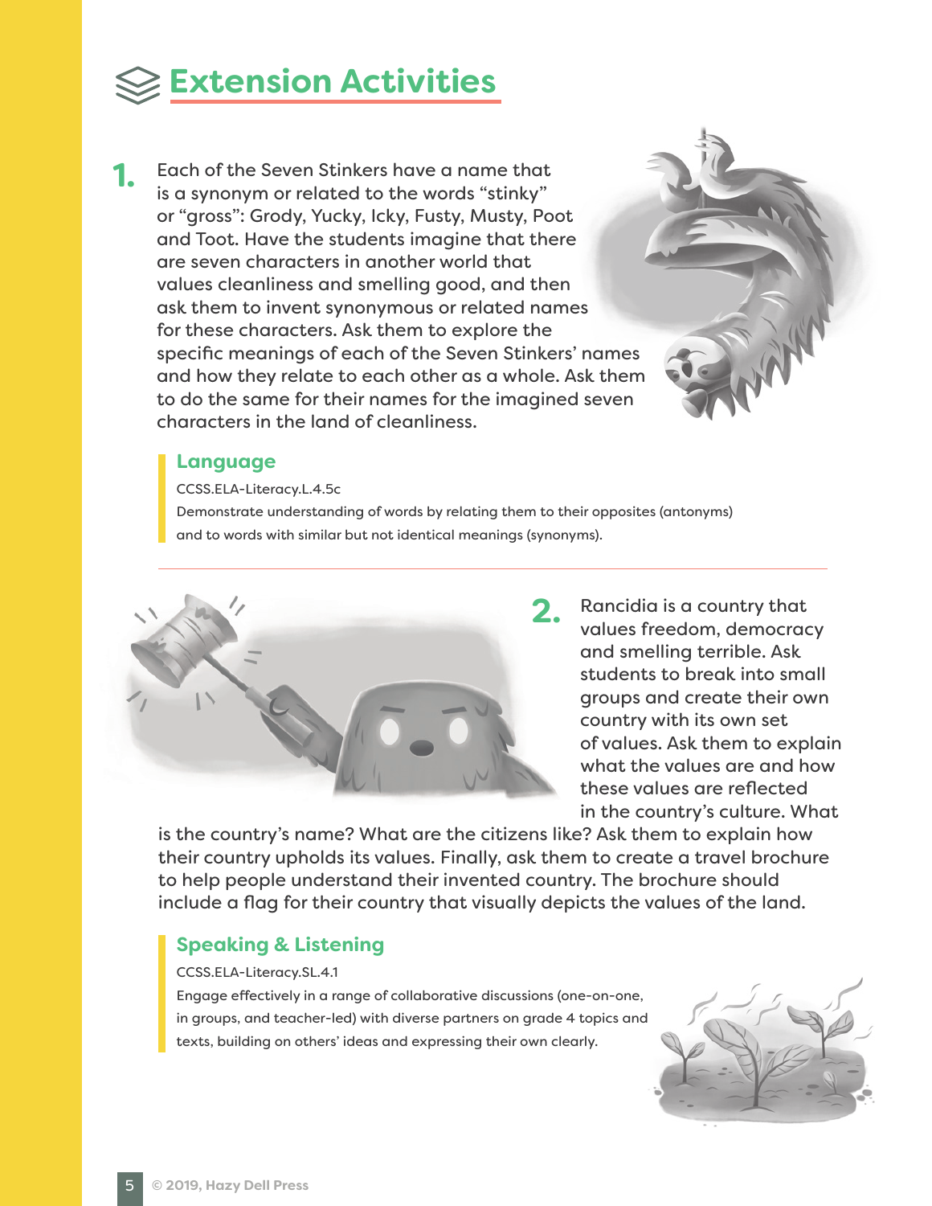# Extension Activities

1. Each of the Seven Stinkers have a name that is a synonym or related to the words "stinky" or "gross": Grody, Yucky, Icky, Fusty, Musty, Poot and Toot. Have the students imagine that there are seven characters in another world that values cleanliness and smelling good, and then ask them to invent synonymous or related names for these characters. Ask them to explore the specific meanings of each of the Seven Stinkers' names and how they relate to each other as a whole. Ask them to do the same for their names for the imagined seven characters in the land of cleanliness.

### Language

CCSS.ELA-Literacy.L.4.5c

Demonstrate understanding of words by relating them to their opposites (antonyms) and to words with similar but not identical meanings (synonyms).

---

2. Rancidia is a country that values freedom, democracy and smelling terrible. Ask students to break into small groups and create their own country with its own set of values. Ask them to explain what the values are and how these values are reflected in the country's culture. What is the country's name? What are the citizens like? Ask them to explain how their country upholds its values. Finally, ask them to create a travel brochure to help people understand their invented country. The brochure should include a flag for their country that visually depicts the values of the land.

### Speaking & Listening

CCSS.ELA-Literacy.SL.4.1

Engage effectively in a range of collaborative discussions (one-on-one, in groups, and teacher-led) with diverse partners on grade 4 topics and texts, building on others' ideas and expressing their own clearly.

© 2019, Hazy Dell Press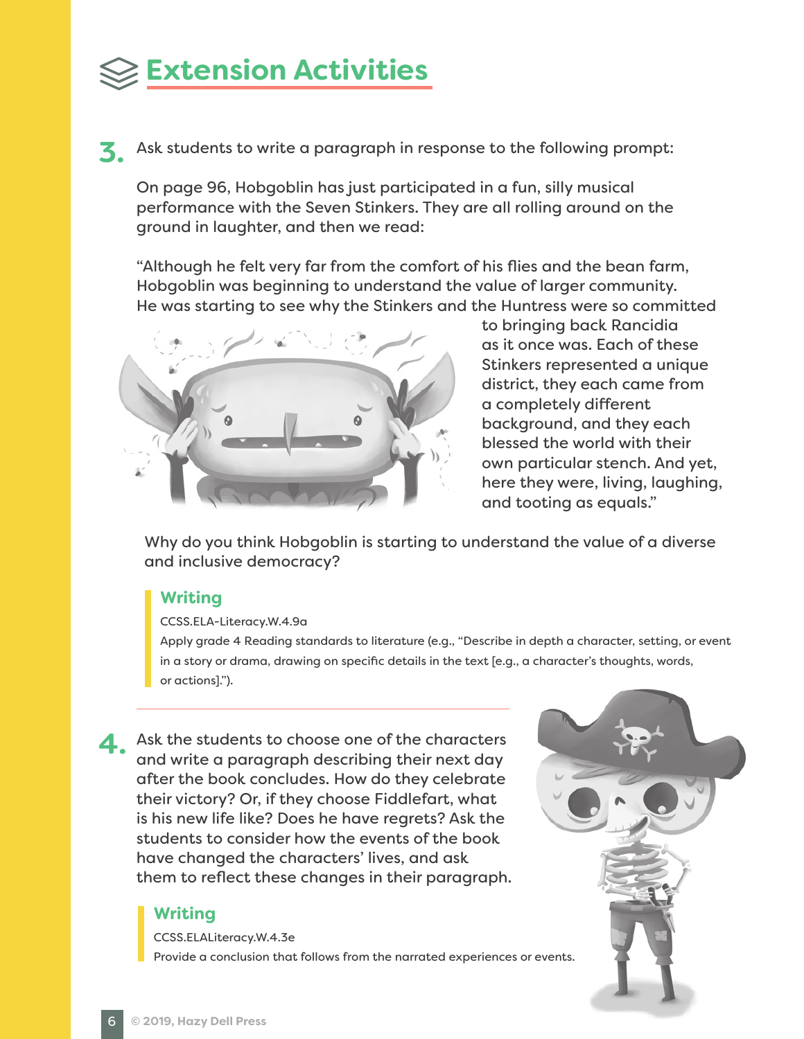# Extension Activities

3. Ask students to write a paragraph in response to the following prompt:

   On page 96, Hobgoblin has just participated in a fun, silly musical performance with the Seven Stinkers. They are all rolling around on the ground in laughter, and then we read:

   "Although he felt very far from the comfort of his flies and the bean farm, Hobgoblin was beginning to understand the value of larger community. He was starting to see why the Stinkers and the Huntress were so committed to bringing back Rancidia as it once was. Each of these Stinkers represented a unique district, they each came from a completely different background, and they each blessed the world with their own particular stench. And yet, here they were, living, laughing, and tooting as equals."

   Why do you think Hobgoblin is starting to understand the value of a diverse and inclusive democracy?

   **Writing**

   CCSS.ELA-Literacy.W.4.9a

   Apply grade 4 Reading standards to literature (e.g., "Describe in depth a character, setting, or event in a story or drama, drawing on specific details in the text [e.g., a character's thoughts, words, or actions].").

---

4. Ask the students to choose one of the characters and write a paragraph describing their next day after the book concludes. How do they celebrate their victory? Or, if they choose Fiddlefart, what is his new life like? Does he have regrets? Ask the students to consider how the events of the book have changed the characters' lives, and ask them to reflect these changes in their paragraph.

   **Writing**

   CCSS.ELALiteracy.W.4.3e

   Provide a conclusion that follows from the narrated experiences or events.

© 2019, Hazy Dell Press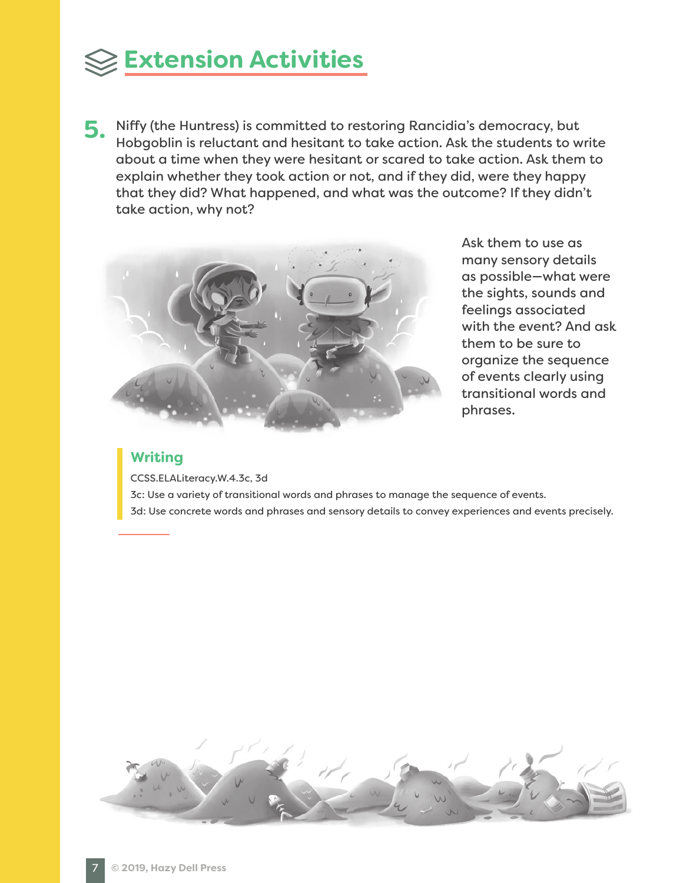# Extension Activities

**5.** Niffy (the Huntress) is committed to restoring Rancidia's democracy, but Hobgoblin is reluctant and hesitant to take action. Ask the students to write about a time when they were hesitant or scared to take action. Ask them to explain whether they took action or not, and if they did, were they happy that they did? What happened, and what was the outcome? If they didn't take action, why not?

Ask them to use as many sensory details as possible—what were the sights, sounds and feelings associated with the event? And ask them to be sure to organize the sequence of events clearly using transitional words and phrases.

### Writing

CCSS.ELALiteracy.W.4.3c, 3d

3c: Use a variety of transitional words and phrases to manage the sequence of events.

3d: Use concrete words and phrases and sensory details to convey experiences and events precisely.